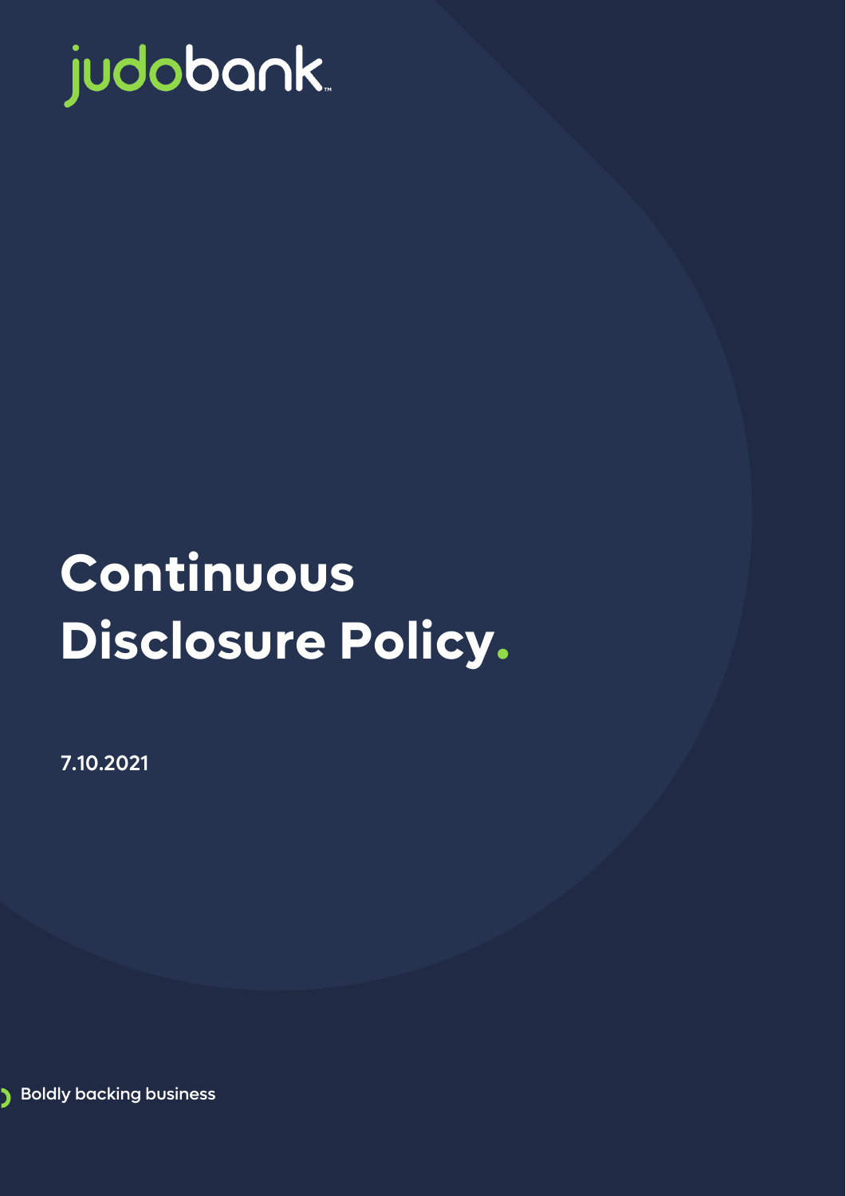judobank

# Continuous Disclosure Policy.

7.10.2021

Boldly backing business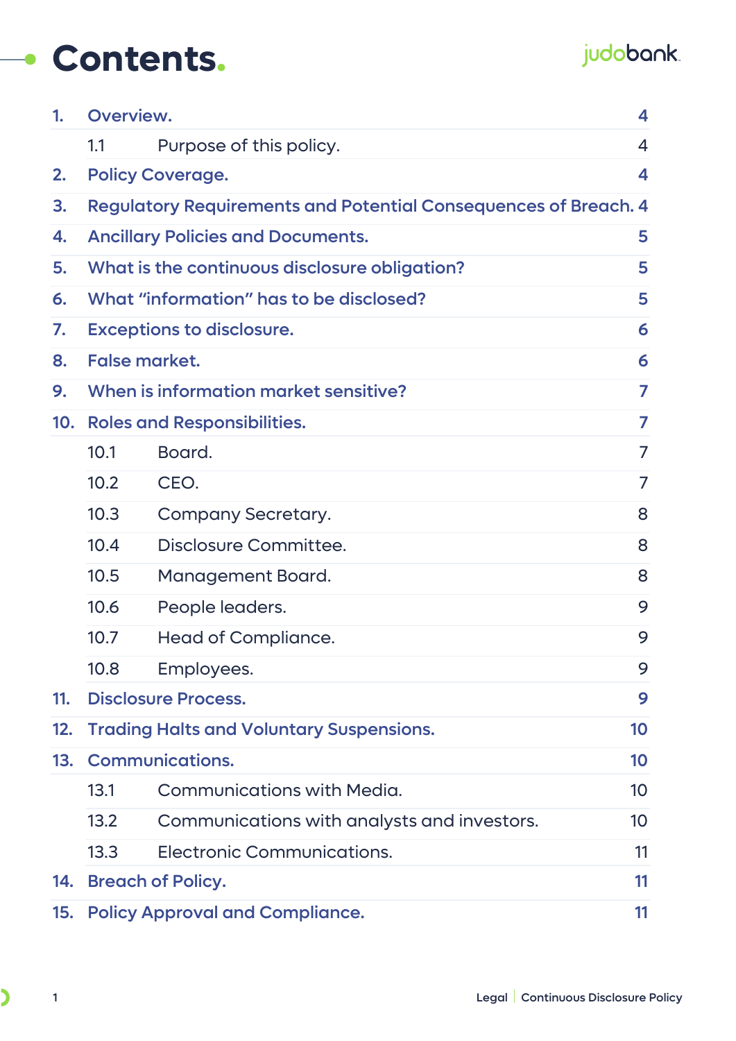# Contents.

| | | |
|---|---|---|
| 1. | Overview. | 4 |
| 1.1 | Purpose of this policy. | 4 |
| 2. | Policy Coverage. | 4 |
| 3. | Regulatory Requirements and Potential Consequences of Breach. | 4 |
| 4. | Ancillary Policies and Documents. | 5 |
| 5. | What is the continuous disclosure obligation? | 5 |
| 6. | What "information" has to be disclosed? | 5 |
| 7. | Exceptions to disclosure. | 6 |
| 8. | False market. | 6 |
| 9. | When is information market sensitive? | 7 |
| 10. | Roles and Responsibilities. | 7 |
| 10.1 | Board. | 7 |
| 10.2 | CEO. | 7 |
| 10.3 | Company Secretary. | 8 |
| 10.4 | Disclosure Committee. | 8 |
| 10.5 | Management Board. | 8 |
| 10.6 | People leaders. | 9 |
| 10.7 | Head of Compliance. | 9 |
| 10.8 | Employees. | 9 |
| 11. | Disclosure Process. | 9 |
| 12. | Trading Halts and Voluntary Suspensions. | 10 |
| 13. | Communications. | 10 |
| 13.1 | Communications with Media. | 10 |
| 13.2 | Communications with analysts and investors. | 10 |
| 13.3 | Electronic Communications. | 11 |
| 14. | Breach of Policy. | 11 |
| 15. | Policy Approval and Compliance. | 11 |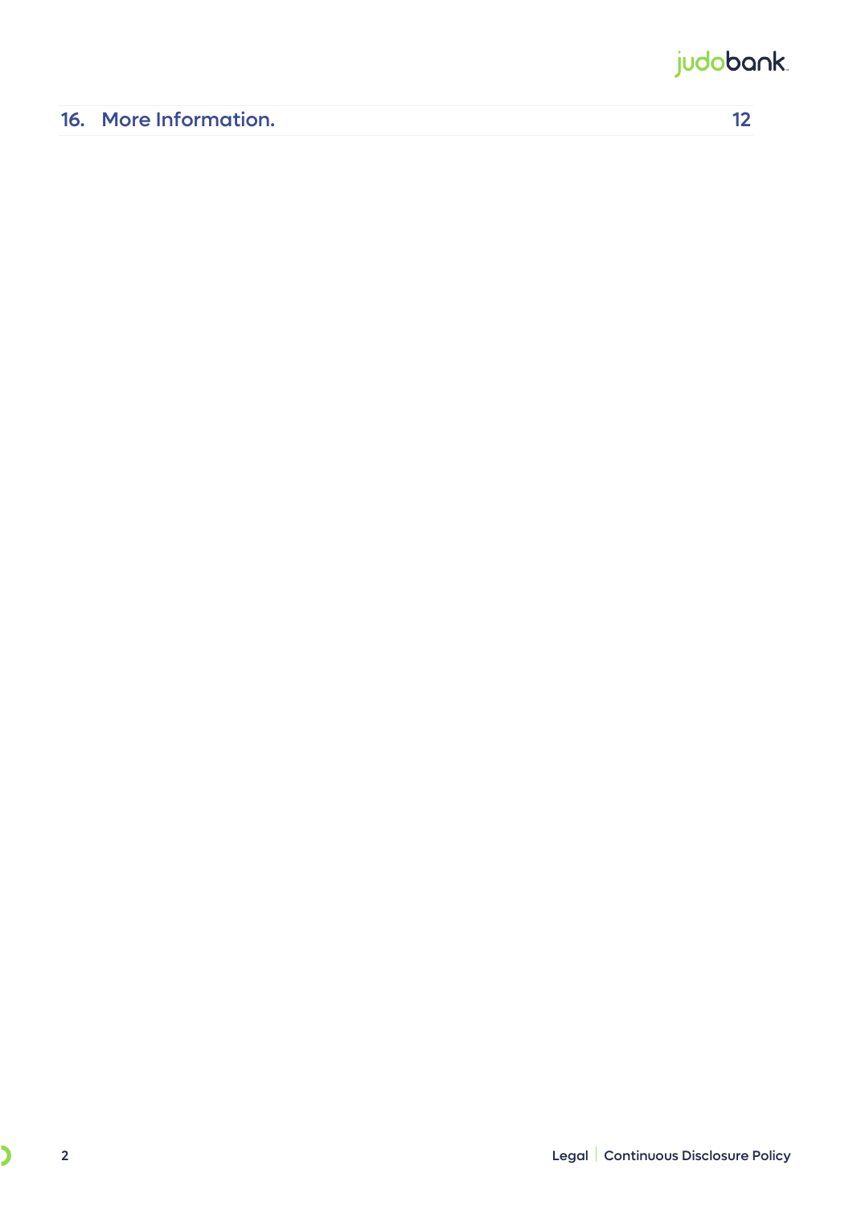| 16. More Information. | 12 |
|---|---|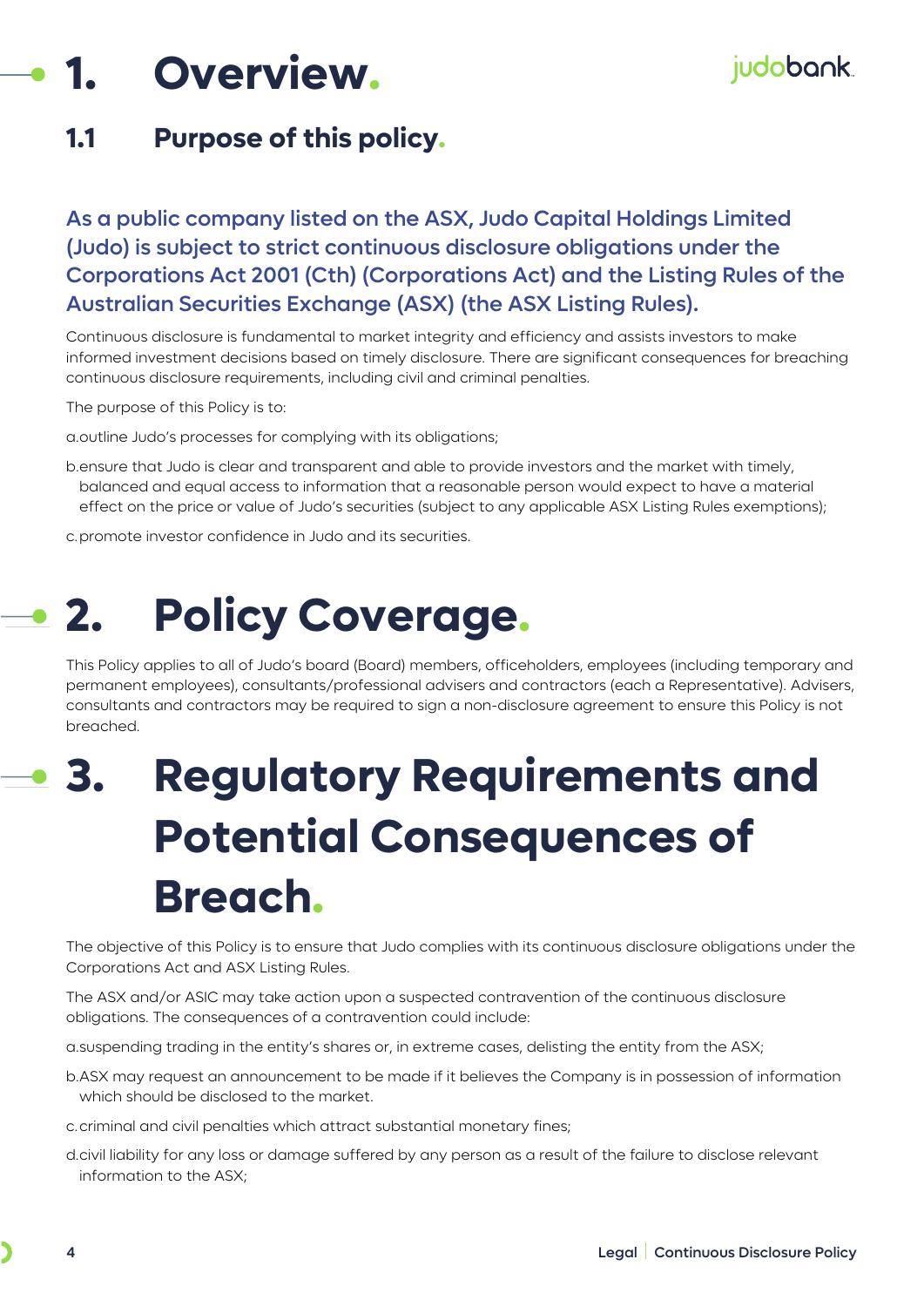# 1. Overview.

## 1.1 Purpose of this policy.

**As a public company listed on the ASX, Judo Capital Holdings Limited (Judo) is subject to strict continuous disclosure obligations under the Corporations Act 2001 (Cth) (Corporations Act) and the Listing Rules of the Australian Securities Exchange (ASX) (the ASX Listing Rules).**

Continuous disclosure is fundamental to market integrity and efficiency and assists investors to make informed investment decisions based on timely disclosure. There are significant consequences for breaching continuous disclosure requirements, including civil and criminal penalties.

The purpose of this Policy is to:

a. outline Judo's processes for complying with its obligations;

b. ensure that Judo is clear and transparent and able to provide investors and the market with timely, balanced and equal access to information that a reasonable person would expect to have a material effect on the price or value of Judo's securities (subject to any applicable ASX Listing Rules exemptions);

c. promote investor confidence in Judo and its securities.

# 2. Policy Coverage.

This Policy applies to all of Judo's board (Board) members, officeholders, employees (including temporary and permanent employees), consultants/professional advisers and contractors (each a Representative). Advisers, consultants and contractors may be required to sign a non-disclosure agreement to ensure this Policy is not breached.

# 3. Regulatory Requirements and Potential Consequences of Breach.

The objective of this Policy is to ensure that Judo complies with its continuous disclosure obligations under the Corporations Act and ASX Listing Rules.

The ASX and/or ASIC may take action upon a suspected contravention of the continuous disclosure obligations. The consequences of a contravention could include:

a. suspending trading in the entity's shares or, in extreme cases, delisting the entity from the ASX;

b. ASX may request an announcement to be made if it believes the Company is in possession of information which should be disclosed to the market.

c. criminal and civil penalties which attract substantial monetary fines;

d. civil liability for any loss or damage suffered by any person as a result of the failure to disclose relevant information to the ASX;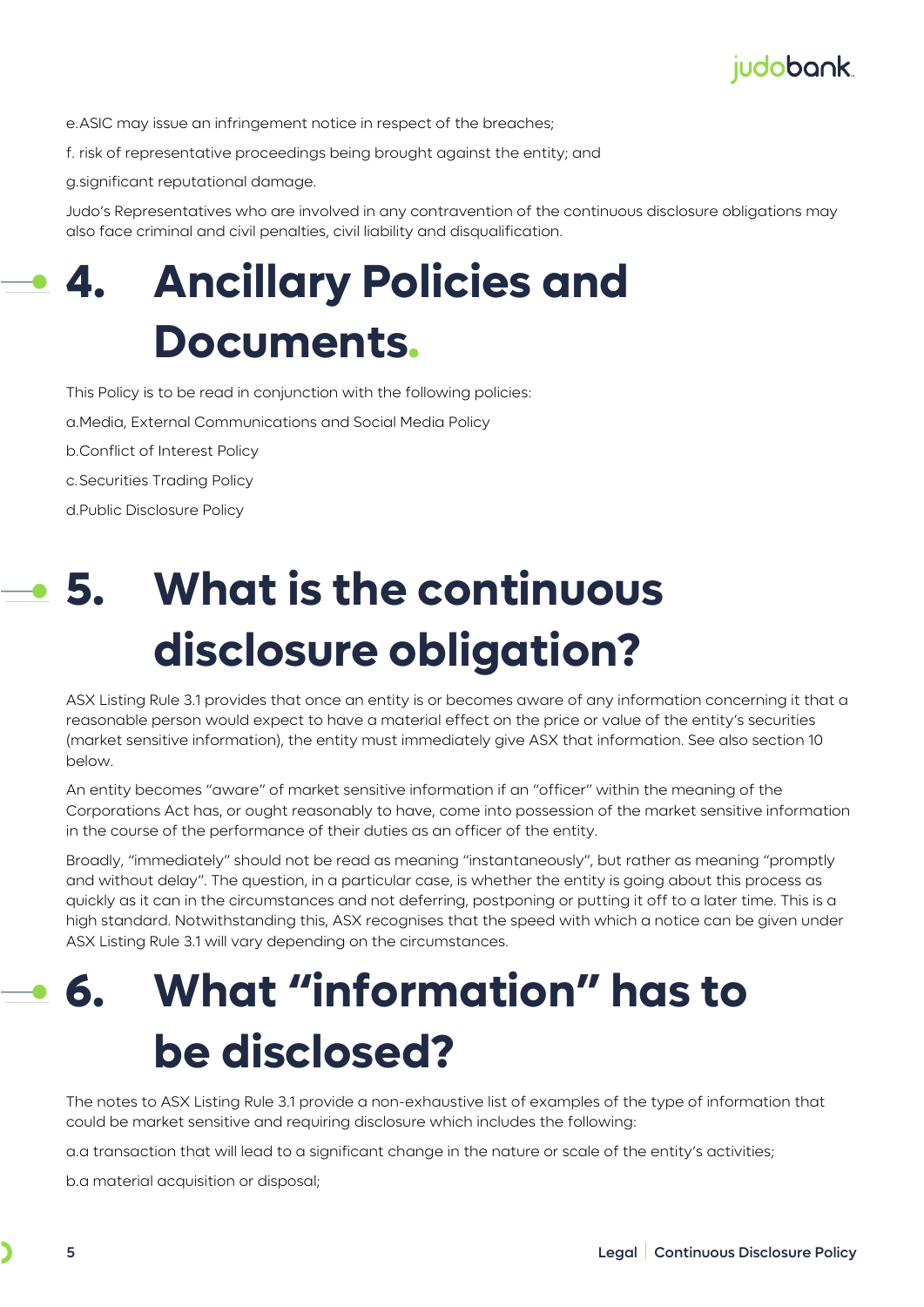e. ASIC may issue an infringement notice in respect of the breaches;

f. risk of representative proceedings being brought against the entity; and

g. significant reputational damage.

Judo's Representatives who are involved in any contravention of the continuous disclosure obligations may also face criminal and civil penalties, civil liability and disqualification.

# 4. Ancillary Policies and Documents.

This Policy is to be read in conjunction with the following policies:

a. Media, External Communications and Social Media Policy

b. Conflict of Interest Policy

c. Securities Trading Policy

d. Public Disclosure Policy

# 5. What is the continuous disclosure obligation?

ASX Listing Rule 3.1 provides that once an entity is or becomes aware of any information concerning it that a reasonable person would expect to have a material effect on the price or value of the entity's securities (market sensitive information), the entity must immediately give ASX that information. See also section 10 below.

An entity becomes "aware" of market sensitive information if an "officer" within the meaning of the Corporations Act has, or ought reasonably to have, come into possession of the market sensitive information in the course of the performance of their duties as an officer of the entity.

Broadly, "immediately" should not be read as meaning "instantaneously", but rather as meaning "promptly and without delay". The question, in a particular case, is whether the entity is going about this process as quickly as it can in the circumstances and not deferring, postponing or putting it off to a later time. This is a high standard. Notwithstanding this, ASX recognises that the speed with which a notice can be given under ASX Listing Rule 3.1 will vary depending on the circumstances.

# 6. What "information" has to be disclosed?

The notes to ASX Listing Rule 3.1 provide a non-exhaustive list of examples of the type of information that could be market sensitive and requiring disclosure which includes the following:

a. a transaction that will lead to a significant change in the nature or scale of the entity's activities;

b. a material acquisition or disposal;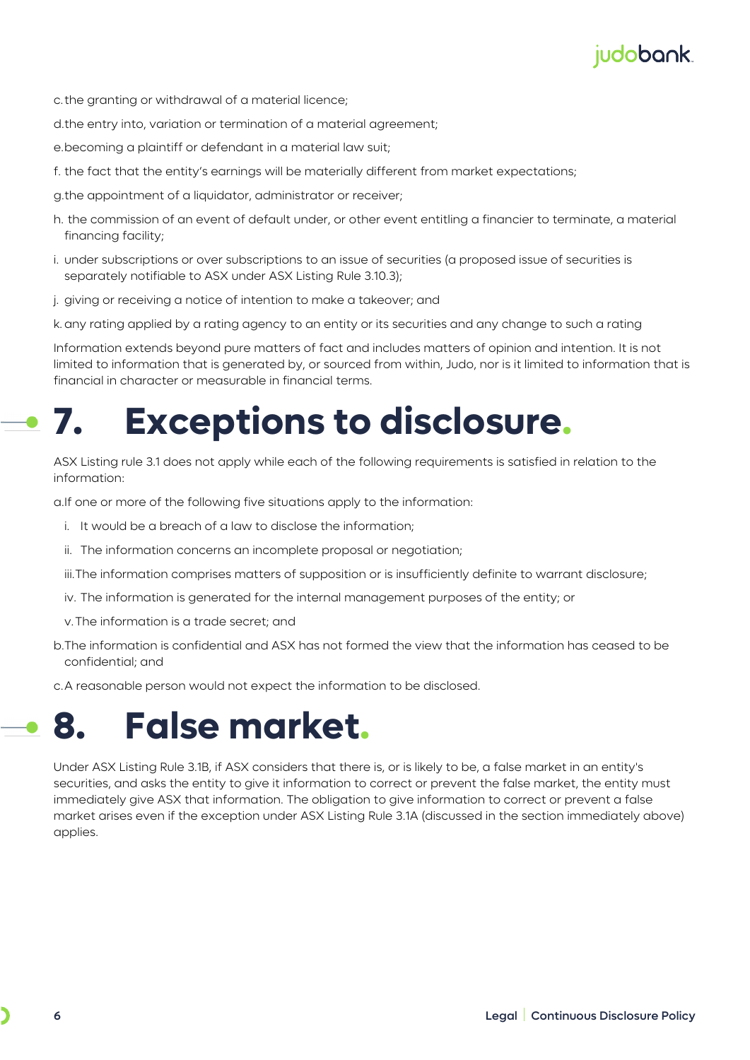c. the granting or withdrawal of a material licence;

d. the entry into, variation or termination of a material agreement;

e. becoming a plaintiff or defendant in a material law suit;

f. the fact that the entity's earnings will be materially different from market expectations;

g. the appointment of a liquidator, administrator or receiver;

h. the commission of an event of default under, or other event entitling a financier to terminate, a material financing facility;

i. under subscriptions or over subscriptions to an issue of securities (a proposed issue of securities is separately notifiable to ASX under ASX Listing Rule 3.10.3);

j. giving or receiving a notice of intention to make a takeover; and

k. any rating applied by a rating agency to an entity or its securities and any change to such a rating

Information extends beyond pure matters of fact and includes matters of opinion and intention. It is not limited to information that is generated by, or sourced from within, Judo, nor is it limited to information that is financial in character or measurable in financial terms.

# 7. Exceptions to disclosure.

ASX Listing rule 3.1 does not apply while each of the following requirements is satisfied in relation to the information:

a. If one or more of the following five situations apply to the information:

   i. It would be a breach of a law to disclose the information;

   ii. The information concerns an incomplete proposal or negotiation;

   iii. The information comprises matters of supposition or is insufficiently definite to warrant disclosure;

   iv. The information is generated for the internal management purposes of the entity; or

   v. The information is a trade secret; and

b. The information is confidential and ASX has not formed the view that the information has ceased to be confidential; and

c. A reasonable person would not expect the information to be disclosed.

# 8. False market.

Under ASX Listing Rule 3.1B, if ASX considers that there is, or is likely to be, a false market in an entity's securities, and asks the entity to give it information to correct or prevent the false market, the entity must immediately give ASX that information. The obligation to give information to correct or prevent a false market arises even if the exception under ASX Listing Rule 3.1A (discussed in the section immediately above) applies.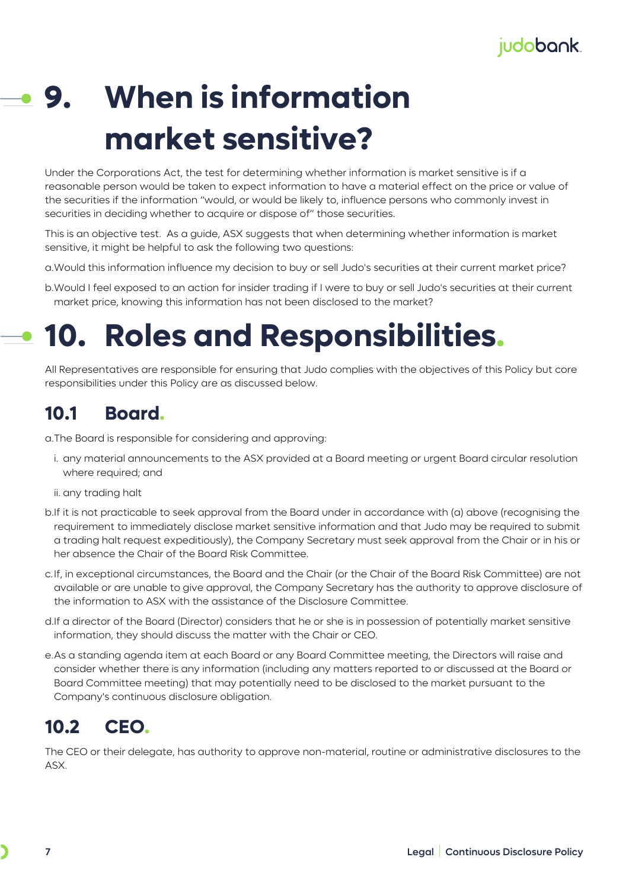# 9. When is information market sensitive?

Under the Corporations Act, the test for determining whether information is market sensitive is if a reasonable person would be taken to expect information to have a material effect on the price or value of the securities if the information "would, or would be likely to, influence persons who commonly invest in securities in deciding whether to acquire or dispose of" those securities.

This is an objective test. As a guide, ASX suggests that when determining whether information is market sensitive, it might be helpful to ask the following two questions:

a. Would this information influence my decision to buy or sell Judo's securities at their current market price?

b. Would I feel exposed to an action for insider trading if I were to buy or sell Judo's securities at their current market price, knowing this information has not been disclosed to the market?

# 10. Roles and Responsibilities.

All Representatives are responsible for ensuring that Judo complies with the objectives of this Policy but core responsibilities under this Policy are as discussed below.

## 10.1 Board.

a. The Board is responsible for considering and approving:

   i. any material announcements to the ASX provided at a Board meeting or urgent Board circular resolution where required; and

   ii. any trading halt

b. If it is not practicable to seek approval from the Board under in accordance with (a) above (recognising the requirement to immediately disclose market sensitive information and that Judo may be required to submit a trading halt request expeditiously), the Company Secretary must seek approval from the Chair or in his or her absence the Chair of the Board Risk Committee.

c. If, in exceptional circumstances, the Board and the Chair (or the Chair of the Board Risk Committee) are not available or are unable to give approval, the Company Secretary has the authority to approve disclosure of the information to ASX with the assistance of the Disclosure Committee.

d. If a director of the Board (Director) considers that he or she is in possession of potentially market sensitive information, they should discuss the matter with the Chair or CEO.

e. As a standing agenda item at each Board or any Board Committee meeting, the Directors will raise and consider whether there is any information (including any matters reported to or discussed at the Board or Board Committee meeting) that may potentially need to be disclosed to the market pursuant to the Company's continuous disclosure obligation.

## 10.2 CEO.

The CEO or their delegate, has authority to approve non-material, routine or administrative disclosures to the ASX.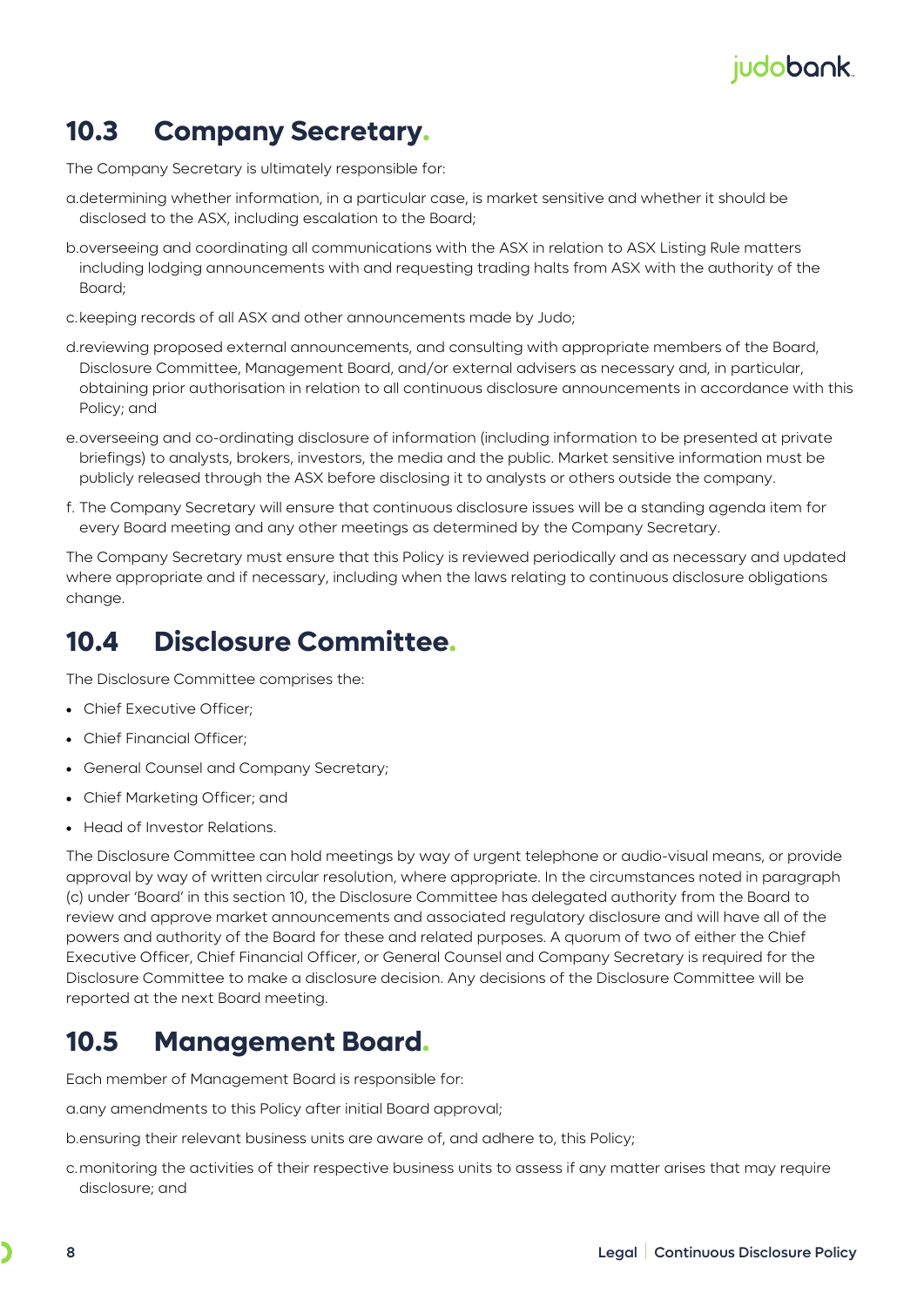## 10.3 Company Secretary.

The Company Secretary is ultimately responsible for:

a. determining whether information, in a particular case, is market sensitive and whether it should be disclosed to the ASX, including escalation to the Board;

b. overseeing and coordinating all communications with the ASX in relation to ASX Listing Rule matters including lodging announcements with and requesting trading halts from ASX with the authority of the Board;

c. keeping records of all ASX and other announcements made by Judo;

d. reviewing proposed external announcements, and consulting with appropriate members of the Board, Disclosure Committee, Management Board, and/or external advisers as necessary and, in particular, obtaining prior authorisation in relation to all continuous disclosure announcements in accordance with this Policy; and

e. overseeing and co-ordinating disclosure of information (including information to be presented at private briefings) to analysts, brokers, investors, the media and the public. Market sensitive information must be publicly released through the ASX before disclosing it to analysts or others outside the company.

f. The Company Secretary will ensure that continuous disclosure issues will be a standing agenda item for every Board meeting and any other meetings as determined by the Company Secretary.

The Company Secretary must ensure that this Policy is reviewed periodically and as necessary and updated where appropriate and if necessary, including when the laws relating to continuous disclosure obligations change.

## 10.4 Disclosure Committee.

The Disclosure Committee comprises the:

- Chief Executive Officer;
- Chief Financial Officer;
- General Counsel and Company Secretary;
- Chief Marketing Officer; and
- Head of Investor Relations.

The Disclosure Committee can hold meetings by way of urgent telephone or audio-visual means, or provide approval by way of written circular resolution, where appropriate. In the circumstances noted in paragraph (c) under 'Board' in this section 10, the Disclosure Committee has delegated authority from the Board to review and approve market announcements and associated regulatory disclosure and will have all of the powers and authority of the Board for these and related purposes. A quorum of two of either the Chief Executive Officer, Chief Financial Officer, or General Counsel and Company Secretary is required for the Disclosure Committee to make a disclosure decision. Any decisions of the Disclosure Committee will be reported at the next Board meeting.

## 10.5 Management Board.

Each member of Management Board is responsible for:

a. any amendments to this Policy after initial Board approval;

b. ensuring their relevant business units are aware of, and adhere to, this Policy;

c. monitoring the activities of their respective business units to assess if any matter arises that may require disclosure; and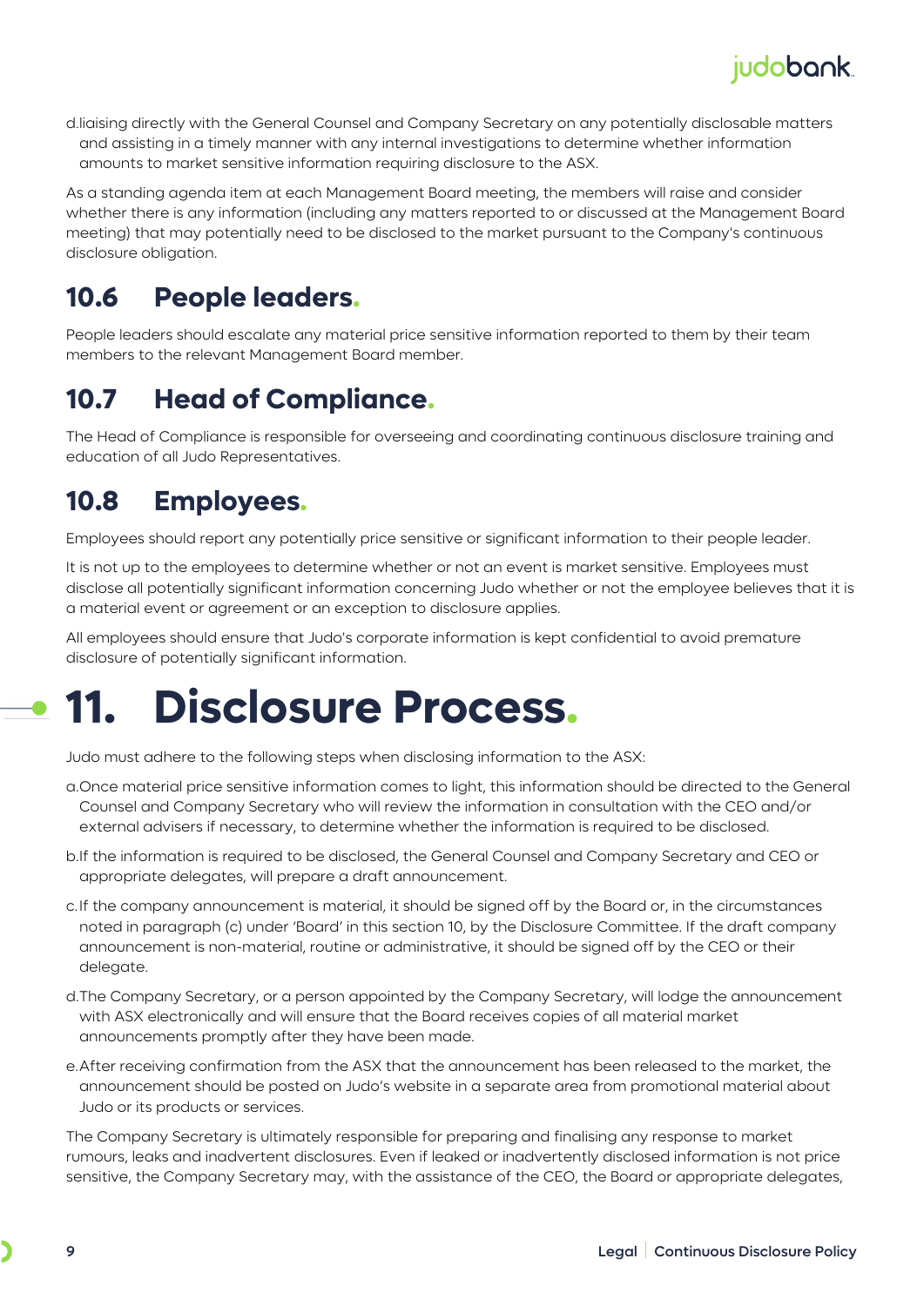d. liaising directly with the General Counsel and Company Secretary on any potentially disclosable matters and assisting in a timely manner with any internal investigations to determine whether information amounts to market sensitive information requiring disclosure to the ASX.

As a standing agenda item at each Management Board meeting, the members will raise and consider whether there is any information (including any matters reported to or discussed at the Management Board meeting) that may potentially need to be disclosed to the market pursuant to the Company's continuous disclosure obligation.

## 10.6 People leaders.

People leaders should escalate any material price sensitive information reported to them by their team members to the relevant Management Board member.

## 10.7 Head of Compliance.

The Head of Compliance is responsible for overseeing and coordinating continuous disclosure training and education of all Judo Representatives.

## 10.8 Employees.

Employees should report any potentially price sensitive or significant information to their people leader.

It is not up to the employees to determine whether or not an event is market sensitive. Employees must disclose all potentially significant information concerning Judo whether or not the employee believes that it is a material event or agreement or an exception to disclosure applies.

All employees should ensure that Judo's corporate information is kept confidential to avoid premature disclosure of potentially significant information.

# 11. Disclosure Process.

Judo must adhere to the following steps when disclosing information to the ASX:

a. Once material price sensitive information comes to light, this information should be directed to the General Counsel and Company Secretary who will review the information in consultation with the CEO and/or external advisers if necessary, to determine whether the information is required to be disclosed.

b. If the information is required to be disclosed, the General Counsel and Company Secretary and CEO or appropriate delegates, will prepare a draft announcement.

c. If the company announcement is material, it should be signed off by the Board or, in the circumstances noted in paragraph (c) under 'Board' in this section 10, by the Disclosure Committee. If the draft company announcement is non-material, routine or administrative, it should be signed off by the CEO or their delegate.

d. The Company Secretary, or a person appointed by the Company Secretary, will lodge the announcement with ASX electronically and will ensure that the Board receives copies of all material market announcements promptly after they have been made.

e. After receiving confirmation from the ASX that the announcement has been released to the market, the announcement should be posted on Judo's website in a separate area from promotional material about Judo or its products or services.

The Company Secretary is ultimately responsible for preparing and finalising any response to market rumours, leaks and inadvertent disclosures. Even if leaked or inadvertently disclosed information is not price sensitive, the Company Secretary may, with the assistance of the CEO, the Board or appropriate delegates,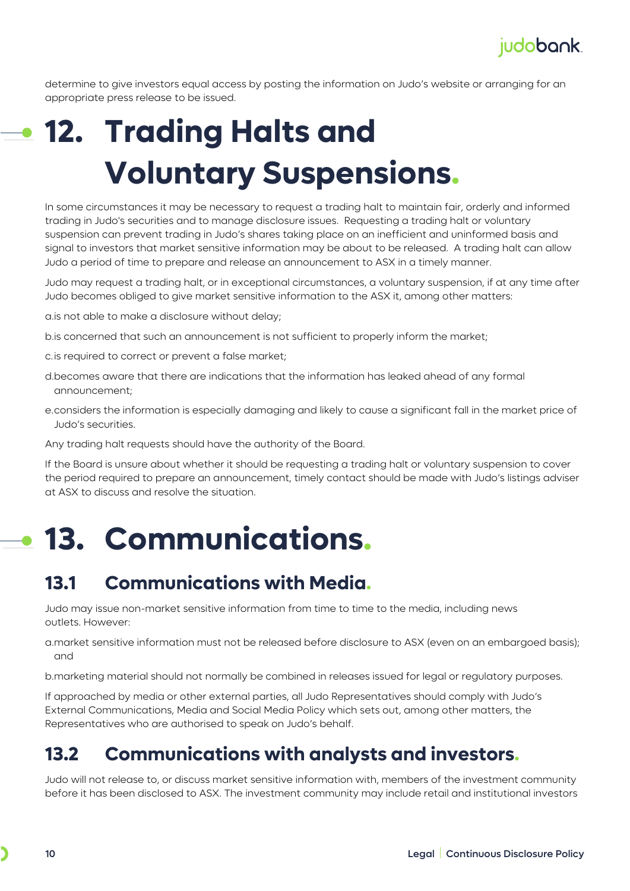determine to give investors equal access by posting the information on Judo's website or arranging for an appropriate press release to be issued.

# 12. Trading Halts and Voluntary Suspensions.

In some circumstances it may be necessary to request a trading halt to maintain fair, orderly and informed trading in Judo's securities and to manage disclosure issues. Requesting a trading halt or voluntary suspension can prevent trading in Judo's shares taking place on an inefficient and uninformed basis and signal to investors that market sensitive information may be about to be released. A trading halt can allow Judo a period of time to prepare and release an announcement to ASX in a timely manner.

Judo may request a trading halt, or in exceptional circumstances, a voluntary suspension, if at any time after Judo becomes obliged to give market sensitive information to the ASX it, among other matters:

a. is not able to make a disclosure without delay;

b. is concerned that such an announcement is not sufficient to properly inform the market;

c. is required to correct or prevent a false market;

d. becomes aware that there are indications that the information has leaked ahead of any formal announcement;

e. considers the information is especially damaging and likely to cause a significant fall in the market price of Judo's securities.

Any trading halt requests should have the authority of the Board.

If the Board is unsure about whether it should be requesting a trading halt or voluntary suspension to cover the period required to prepare an announcement, timely contact should be made with Judo's listings adviser at ASX to discuss and resolve the situation.

# 13. Communications.

## 13.1 Communications with Media.

Judo may issue non-market sensitive information from time to time to the media, including news outlets. However:

a. market sensitive information must not be released before disclosure to ASX (even on an embargoed basis); and

b. marketing material should not normally be combined in releases issued for legal or regulatory purposes.

If approached by media or other external parties, all Judo Representatives should comply with Judo's External Communications, Media and Social Media Policy which sets out, among other matters, the Representatives who are authorised to speak on Judo's behalf.

## 13.2 Communications with analysts and investors.

Judo will not release to, or discuss market sensitive information with, members of the investment community before it has been disclosed to ASX. The investment community may include retail and institutional investors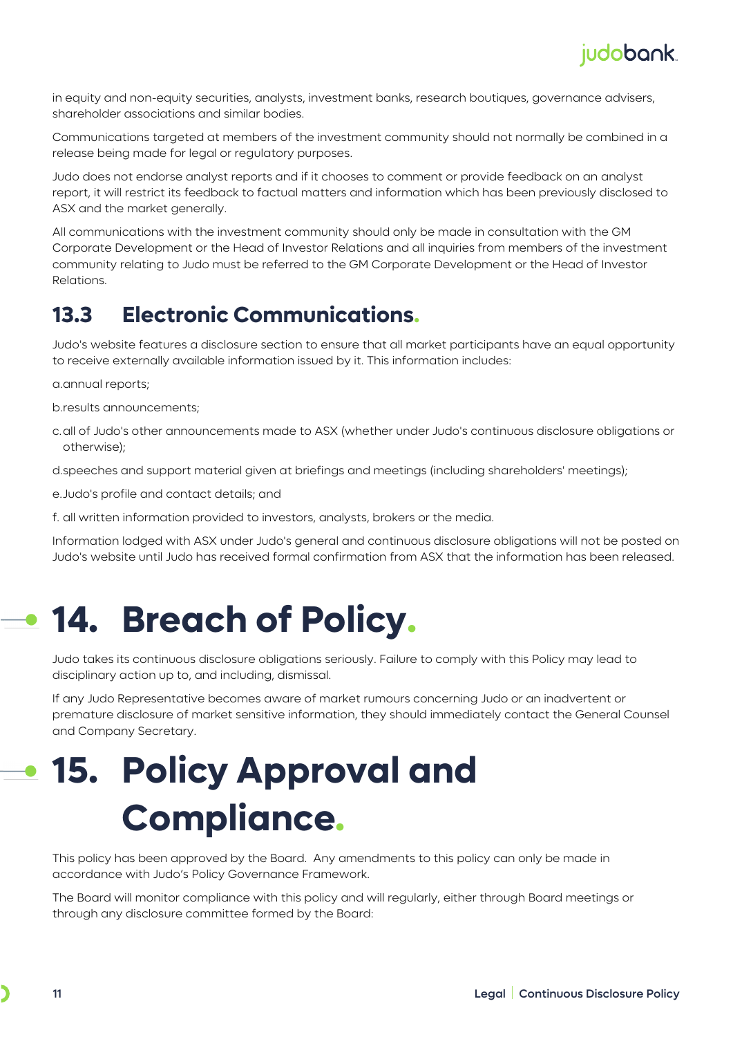in equity and non-equity securities, analysts, investment banks, research boutiques, governance advisers, shareholder associations and similar bodies.

Communications targeted at members of the investment community should not normally be combined in a release being made for legal or regulatory purposes.

Judo does not endorse analyst reports and if it chooses to comment or provide feedback on an analyst report, it will restrict its feedback to factual matters and information which has been previously disclosed to ASX and the market generally.

All communications with the investment community should only be made in consultation with the GM Corporate Development or the Head of Investor Relations and all inquiries from members of the investment community relating to Judo must be referred to the GM Corporate Development or the Head of Investor Relations.

## 13.3 Electronic Communications.

Judo's website features a disclosure section to ensure that all market participants have an equal opportunity to receive externally available information issued by it. This information includes:

a. annual reports;

b. results announcements;

c. all of Judo's other announcements made to ASX (whether under Judo's continuous disclosure obligations or otherwise);

d. speeches and support material given at briefings and meetings (including shareholders' meetings);

e. Judo's profile and contact details; and

f. all written information provided to investors, analysts, brokers or the media.

Information lodged with ASX under Judo's general and continuous disclosure obligations will not be posted on Judo's website until Judo has received formal confirmation from ASX that the information has been released.

# 14. Breach of Policy.

Judo takes its continuous disclosure obligations seriously. Failure to comply with this Policy may lead to disciplinary action up to, and including, dismissal.

If any Judo Representative becomes aware of market rumours concerning Judo or an inadvertent or premature disclosure of market sensitive information, they should immediately contact the General Counsel and Company Secretary.

# 15. Policy Approval and Compliance.

This policy has been approved by the Board. Any amendments to this policy can only be made in accordance with Judo's Policy Governance Framework.

The Board will monitor compliance with this policy and will regularly, either through Board meetings or through any disclosure committee formed by the Board: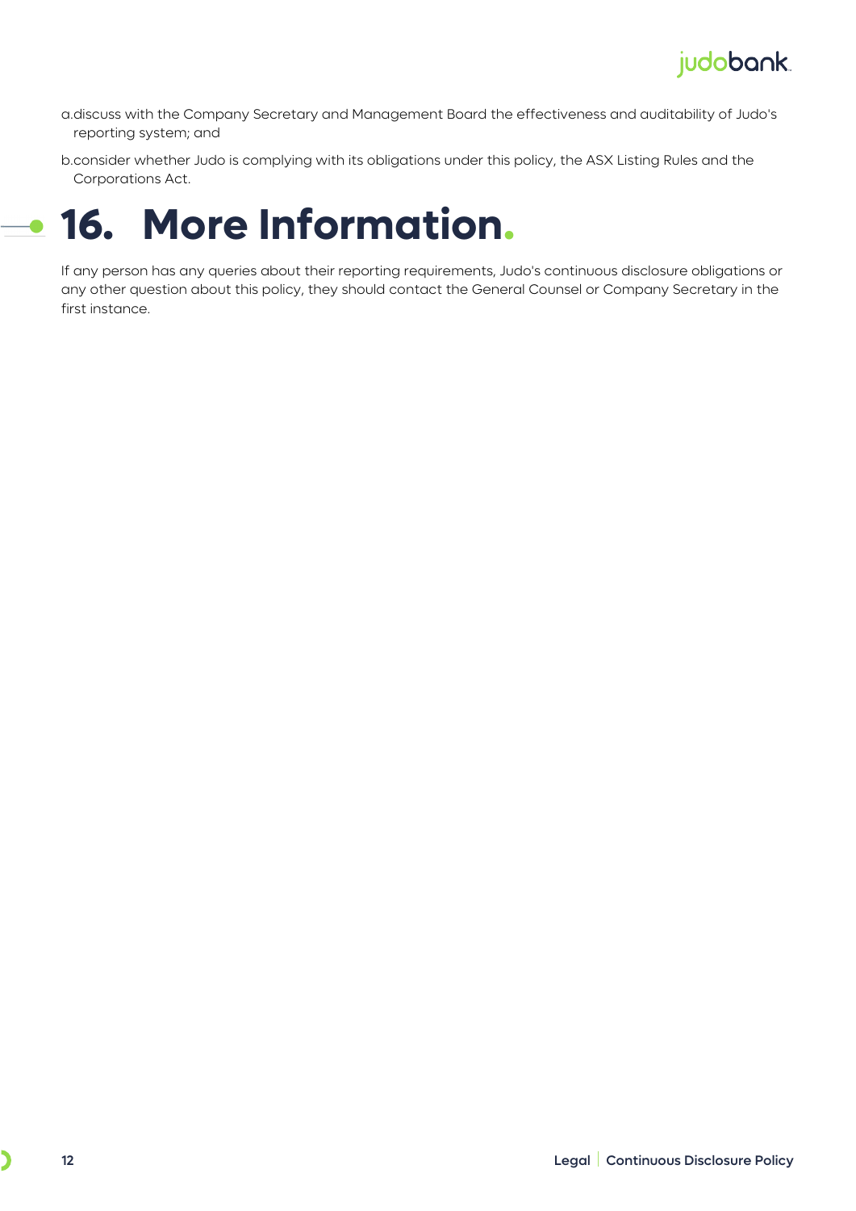a. discuss with the Company Secretary and Management Board the effectiveness and auditability of Judo's reporting system; and

b. consider whether Judo is complying with its obligations under this policy, the ASX Listing Rules and the Corporations Act.

# 16. More Information.

If any person has any queries about their reporting requirements, Judo's continuous disclosure obligations or any other question about this policy, they should contact the General Counsel or Company Secretary in the first instance.